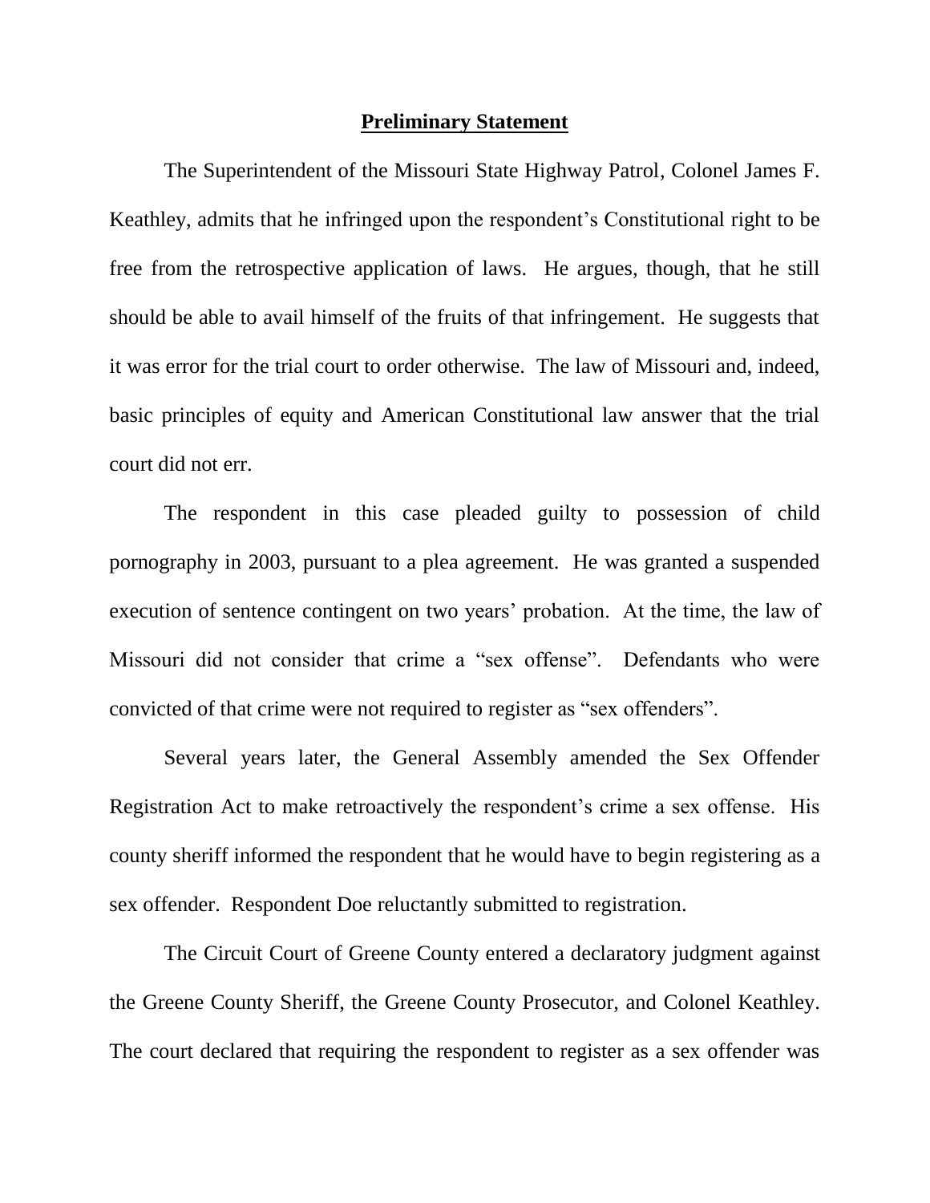## Preliminary Statement

The Superintendent of the Missouri State Highway Patrol, Colonel James F. Keathley, admits that he infringed upon the respondent's Constitutional right to be free from the retrospective application of laws. He argues, though, that he still should be able to avail himself of the fruits of that infringement. He suggests that it was error for the trial court to order otherwise. The law of Missouri and, indeed, basic principles of equity and American Constitutional law answer that the trial court did not err.

The respondent in this case pleaded guilty to possession of child pornography in 2003, pursuant to a plea agreement. He was granted a suspended execution of sentence contingent on two years' probation. At the time, the law of Missouri did not consider that crime a "sex offense". Defendants who were convicted of that crime were not required to register as "sex offenders".

Several years later, the General Assembly amended the Sex Offender Registration Act to make retroactively the respondent's crime a sex offense. His county sheriff informed the respondent that he would have to begin registering as a sex offender. Respondent Doe reluctantly submitted to registration.

The Circuit Court of Greene County entered a declaratory judgment against the Greene County Sheriff, the Greene County Prosecutor, and Colonel Keathley. The court declared that requiring the respondent to register as a sex offender was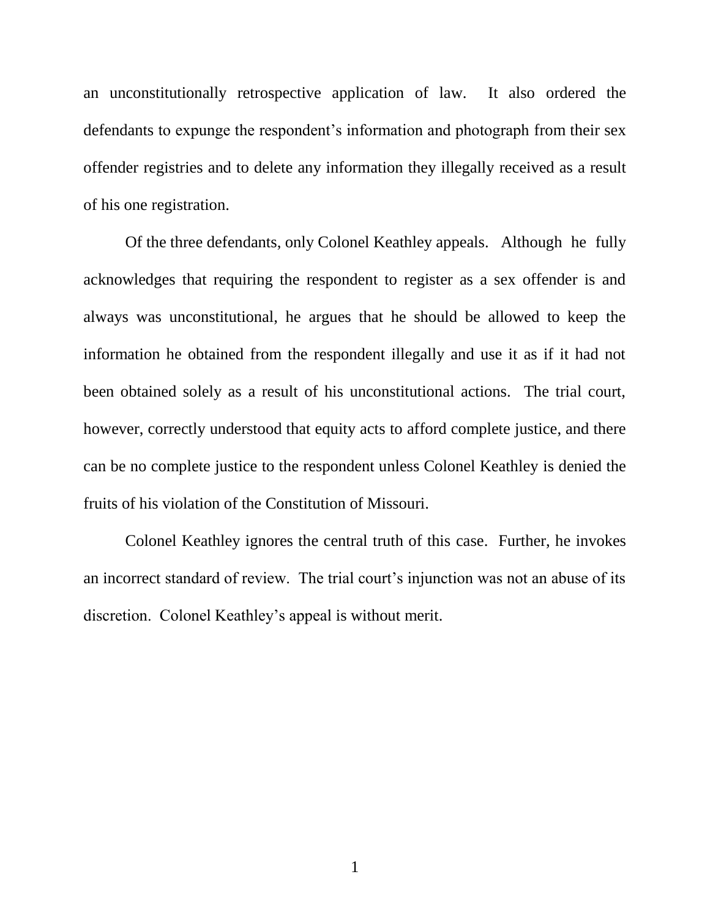an unconstitutionally retrospective application of law. It also ordered the defendants to expunge the respondent's information and photograph from their sex offender registries and to delete any information they illegally received as a result of his one registration.

Of the three defendants, only Colonel Keathley appeals. Although he fully acknowledges that requiring the respondent to register as a sex offender is and always was unconstitutional, he argues that he should be allowed to keep the information he obtained from the respondent illegally and use it as if it had not been obtained solely as a result of his unconstitutional actions. The trial court, however, correctly understood that equity acts to afford complete justice, and there can be no complete justice to the respondent unless Colonel Keathley is denied the fruits of his violation of the Constitution of Missouri.

Colonel Keathley ignores the central truth of this case. Further, he invokes an incorrect standard of review. The trial court's injunction was not an abuse of its discretion. Colonel Keathley's appeal is without merit.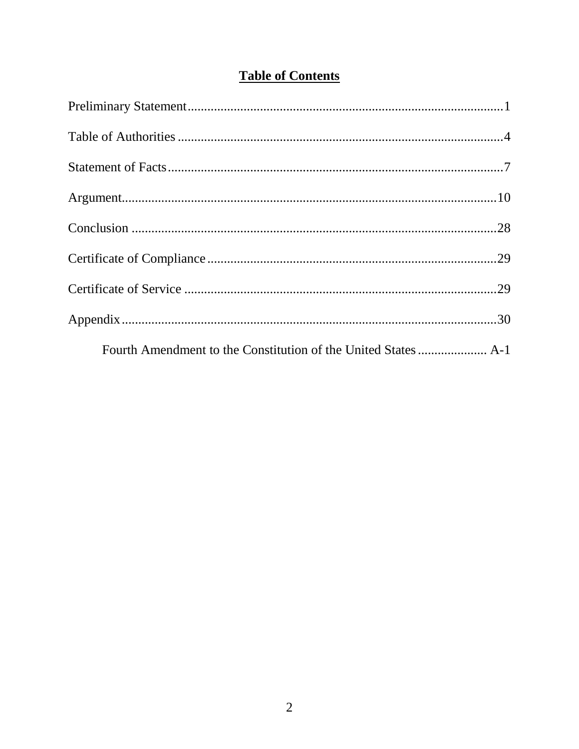# **Table of Contents**

Preliminary Statement................................................................................................1

Table of Authorities ...................................................................................................4

Statement of Facts......................................................................................................7

Argument..................................................................................................................10

Conclusion ...............................................................................................................28

Certificate of Compliance........................................................................................29

Certificate of Service ...............................................................................................29

Appendix..................................................................................................................30

  Fourth Amendment to the Constitution of the United States ..................... A-1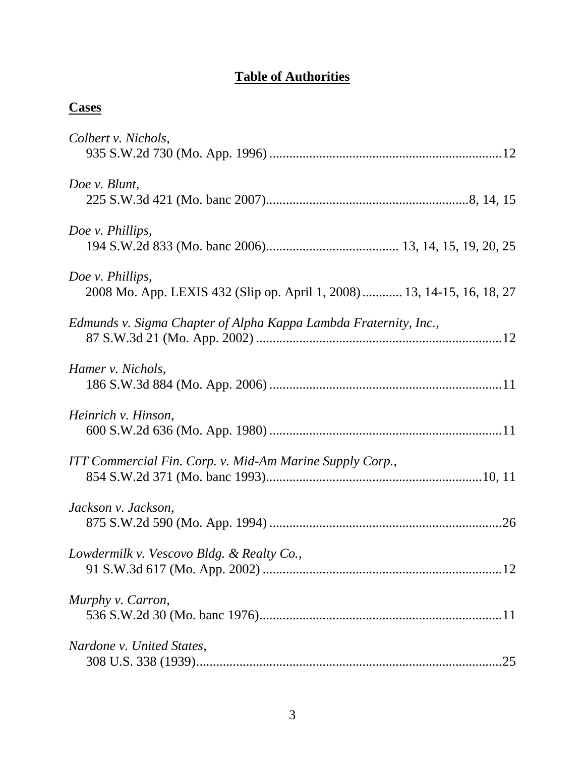# **Table of Authorities**

## **Cases**

*Colbert v. Nichols*,
935 S.W.2d 730 (Mo. App. 1996) ....................................................................12

*Doe v. Blunt*,
225 S.W.3d 421 (Mo. banc 2007)...........................................................8, 14, 15

*Doe v. Phillips*,
194 S.W.2d 833 (Mo. banc 2006)....................................... 13, 14, 15, 19, 20, 25

*Doe v. Phillips*,
2008 Mo. App. LEXIS 432 (Slip op. April 1, 2008)............ 13, 14-15, 16, 18, 27

*Edmunds v. Sigma Chapter of Alpha Kappa Lambda Fraternity, Inc.*,
87 S.W.3d 21 (Mo. App. 2002) .........................................................................12

*Hamer v. Nichols*,
186 S.W.3d 884 (Mo. App. 2006) .....................................................................11

*Heinrich v. Hinson*,
600 S.W.2d 636 (Mo. App. 1980) .....................................................................11

*ITT Commercial Fin. Corp. v. Mid-Am Marine Supply Corp.*,
854 S.W.2d 371 (Mo. banc 1993)................................................................10, 11

*Jackson v. Jackson*,
875 S.W.2d 590 (Mo. App. 1994) .....................................................................26

*Lowdermilk v. Vescovo Bldg. & Realty Co.*,
91 S.W.3d 617 (Mo. App. 2002) .......................................................................12

*Murphy v. Carron*,
536 S.W.2d 30 (Mo. banc 1976)........................................................................11

*Nardone v. United States*,
308 U.S. 338 (1939)...........................................................................................25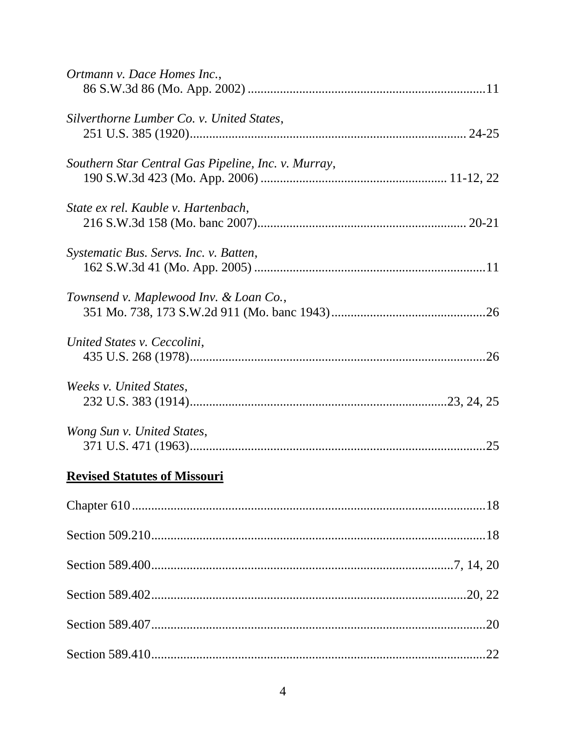*Ortmann v. Dace Homes Inc.*,
86 S.W.3d 86 (Mo. App. 2002) .......................................................................11

*Silverthorne Lumber Co. v. United States*,
251 U.S. 385 (1920)..................................................................................... 24-25

*Southern Star Central Gas Pipeline, Inc. v. Murray*,
190 S.W.3d 423 (Mo. App. 2006) ....................................................... 11-12, 22

*State ex rel. Kauble v. Hartenbach*,
216 S.W.3d 158 (Mo. banc 2007)................................................................ 20-21

*Systematic Bus. Servs. Inc. v. Batten*,
162 S.W.3d 41 (Mo. App. 2005) .......................................................................11

*Townsend v. Maplewood Inv. & Loan Co.*,
351 Mo. 738, 173 S.W.2d 911 (Mo. banc 1943)................................................26

*United States v. Ceccolini*,
435 U.S. 268 (1978)............................................................................................26

*Weeks v. United States*,
232 U.S. 383 (1914)..............................................................................23, 24, 25

*Wong Sun v. United States*,
371 U.S. 471 (1963)............................................................................................25

**Revised Statutes of Missouri**

Chapter 610..............................................................................................................18

Section 509.210........................................................................................................18

Section 589.400............................................................................................7, 14, 20

Section 589.402..................................................................................................20, 22

Section 589.407........................................................................................................20

Section 589.410........................................................................................................22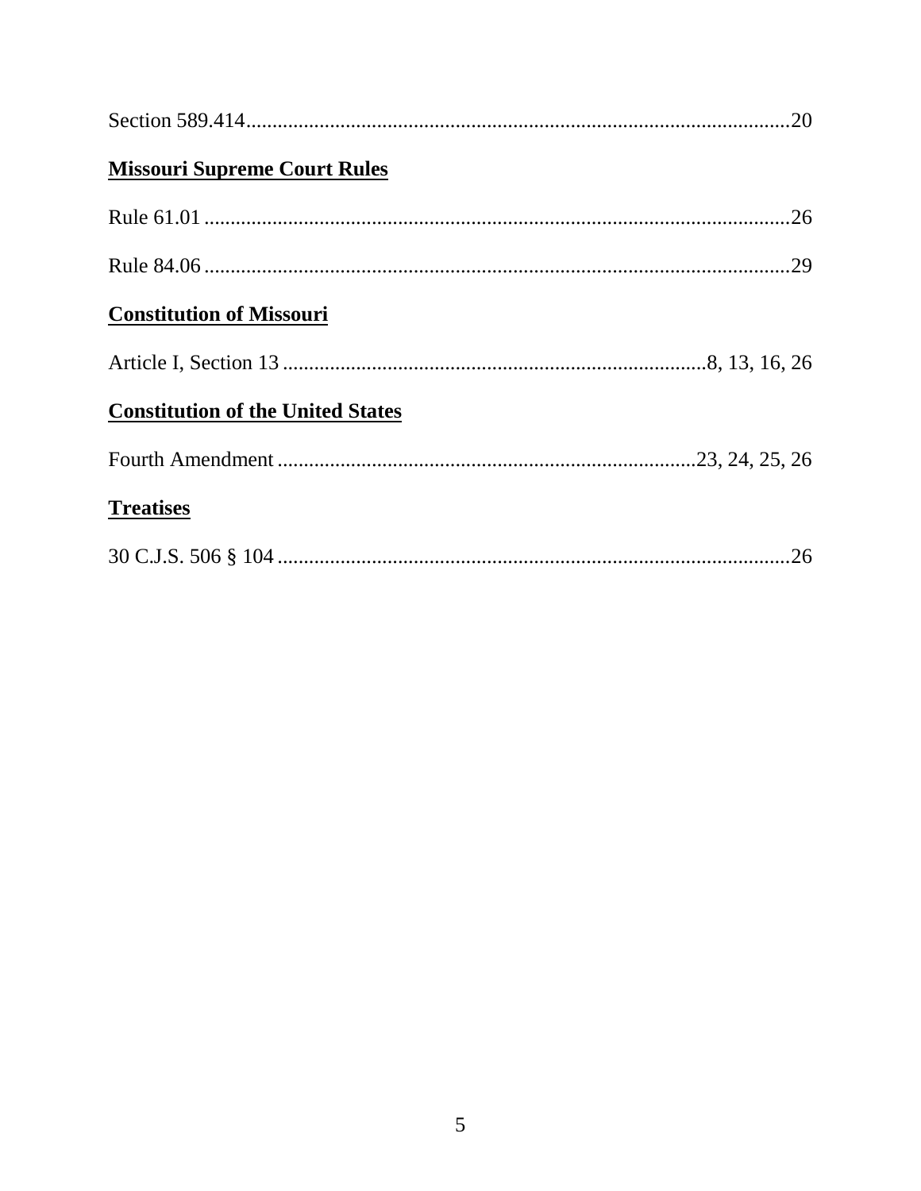Section 589.414........................................................................................................20

**Missouri Supreme Court Rules**

Rule 61.01 ................................................................................................................26

Rule 84.06 ................................................................................................................29

**Constitution of Missouri**

Article I, Section 13 .................................................................................8, 13, 16, 26

**Constitution of the United States**

Fourth Amendment ................................................................................23, 24, 25, 26

**Treatises**

30 C.J.S. 506 § 104 ..................................................................................................26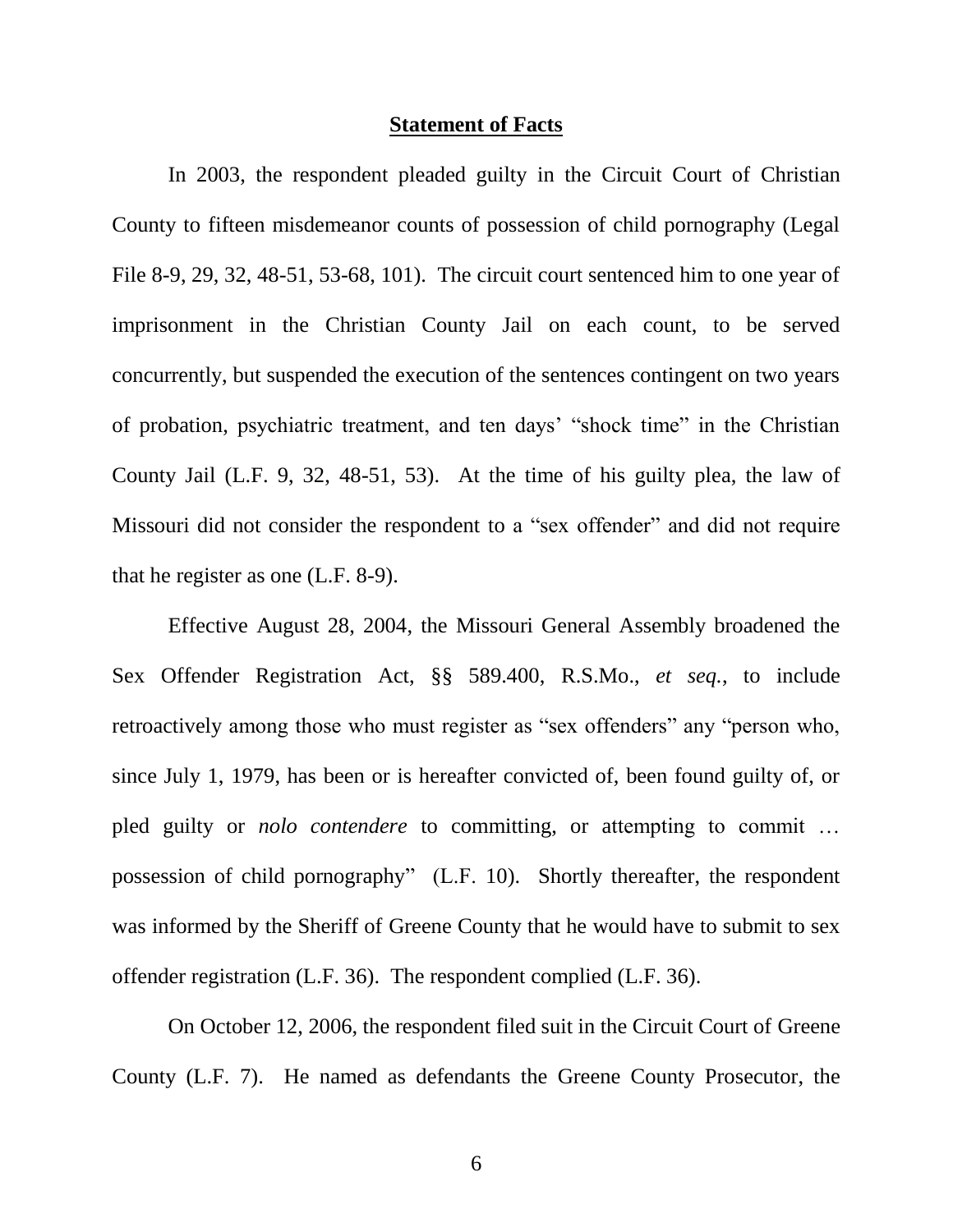**Statement of Facts**

In 2003, the respondent pleaded guilty in the Circuit Court of Christian County to fifteen misdemeanor counts of possession of child pornography (Legal File 8-9, 29, 32, 48-51, 53-68, 101). The circuit court sentenced him to one year of imprisonment in the Christian County Jail on each count, to be served concurrently, but suspended the execution of the sentences contingent on two years of probation, psychiatric treatment, and ten days' "shock time" in the Christian County Jail (L.F. 9, 32, 48-51, 53). At the time of his guilty plea, the law of Missouri did not consider the respondent to a "sex offender" and did not require that he register as one (L.F. 8-9).

Effective August 28, 2004, the Missouri General Assembly broadened the Sex Offender Registration Act, §§ 589.400, R.S.Mo., *et seq.*, to include retroactively among those who must register as "sex offenders" any "person who, since July 1, 1979, has been or is hereafter convicted of, been found guilty of, or pled guilty or *nolo contendere* to committing, or attempting to commit … possession of child pornography" (L.F. 10). Shortly thereafter, the respondent was informed by the Sheriff of Greene County that he would have to submit to sex offender registration (L.F. 36). The respondent complied (L.F. 36).

On October 12, 2006, the respondent filed suit in the Circuit Court of Greene County (L.F. 7). He named as defendants the Greene County Prosecutor, the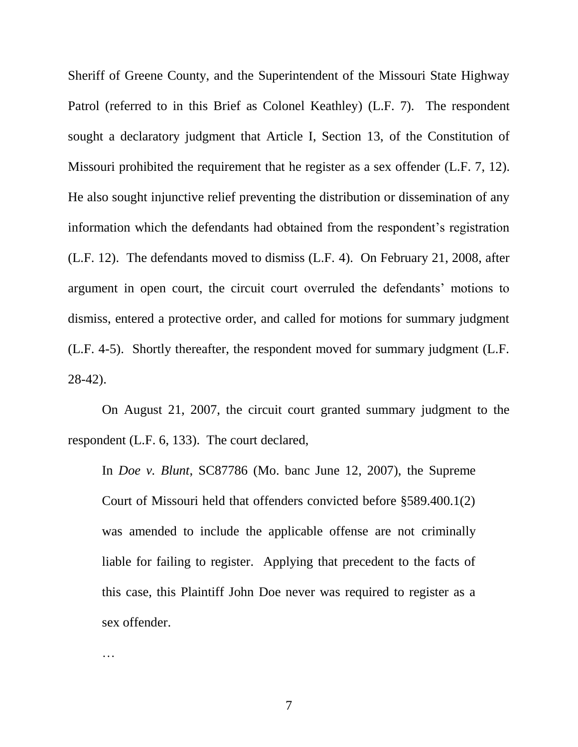Sheriff of Greene County, and the Superintendent of the Missouri State Highway Patrol (referred to in this Brief as Colonel Keathley) (L.F. 7). The respondent sought a declaratory judgment that Article I, Section 13, of the Constitution of Missouri prohibited the requirement that he register as a sex offender (L.F. 7, 12). He also sought injunctive relief preventing the distribution or dissemination of any information which the defendants had obtained from the respondent's registration (L.F. 12). The defendants moved to dismiss (L.F. 4). On February 21, 2008, after argument in open court, the circuit court overruled the defendants' motions to dismiss, entered a protective order, and called for motions for summary judgment (L.F. 4-5). Shortly thereafter, the respondent moved for summary judgment (L.F. 28-42).

On August 21, 2007, the circuit court granted summary judgment to the respondent (L.F. 6, 133). The court declared,

> In *Doe v. Blunt*, SC87786 (Mo. banc June 12, 2007), the Supreme Court of Missouri held that offenders convicted before §589.400.1(2) was amended to include the applicable offense are not criminally liable for failing to register. Applying that precedent to the facts of this case, this Plaintiff John Doe never was required to register as a sex offender.
>
> …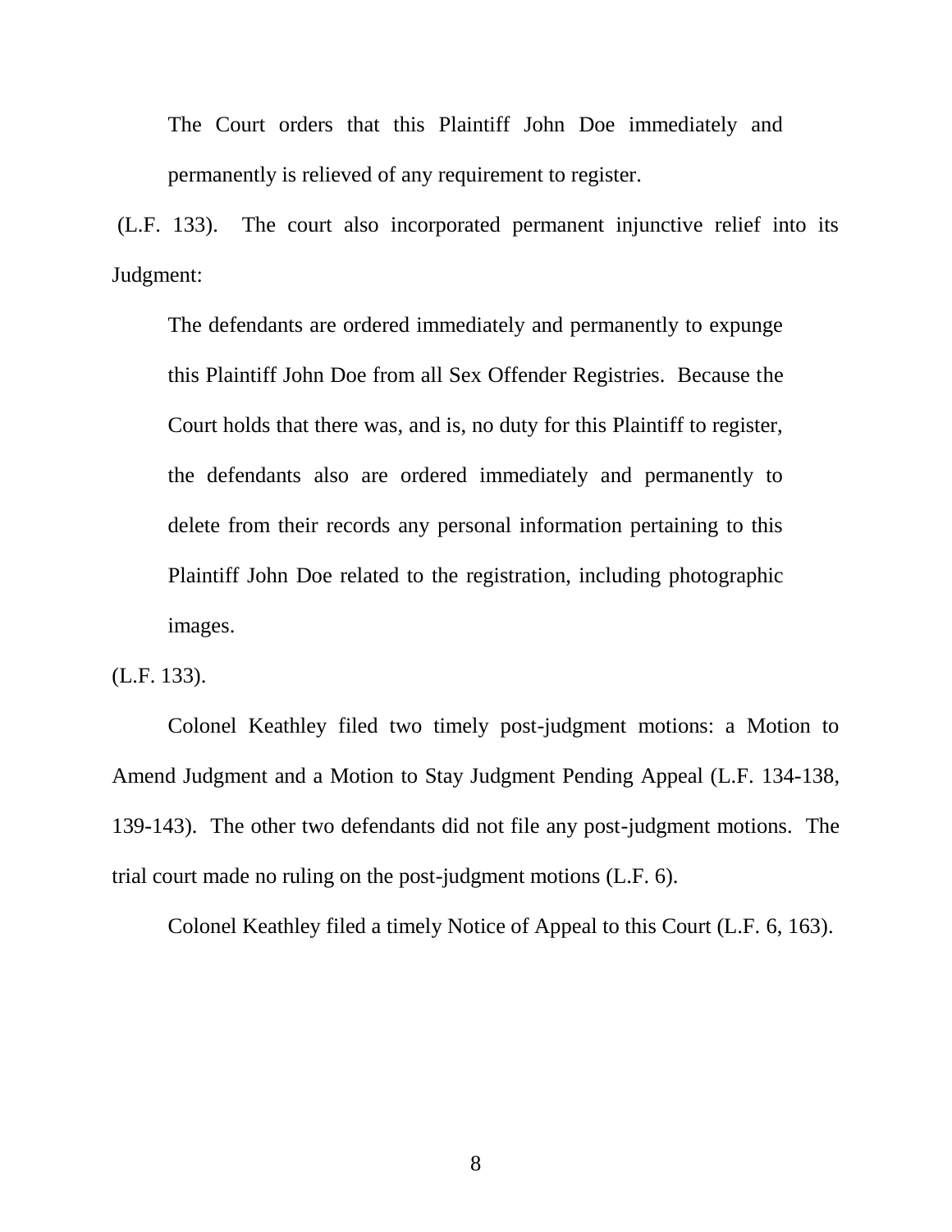> The Court orders that this Plaintiff John Doe immediately and permanently is relieved of any requirement to register.

(L.F. 133). The court also incorporated permanent injunctive relief into its Judgment:

> The defendants are ordered immediately and permanently to expunge this Plaintiff John Doe from all Sex Offender Registries. Because the Court holds that there was, and is, no duty for this Plaintiff to register, the defendants also are ordered immediately and permanently to delete from their records any personal information pertaining to this Plaintiff John Doe related to the registration, including photographic images.

(L.F. 133).

Colonel Keathley filed two timely post-judgment motions: a Motion to Amend Judgment and a Motion to Stay Judgment Pending Appeal (L.F. 134-138, 139-143). The other two defendants did not file any post-judgment motions. The trial court made no ruling on the post-judgment motions (L.F. 6).

Colonel Keathley filed a timely Notice of Appeal to this Court (L.F. 6, 163).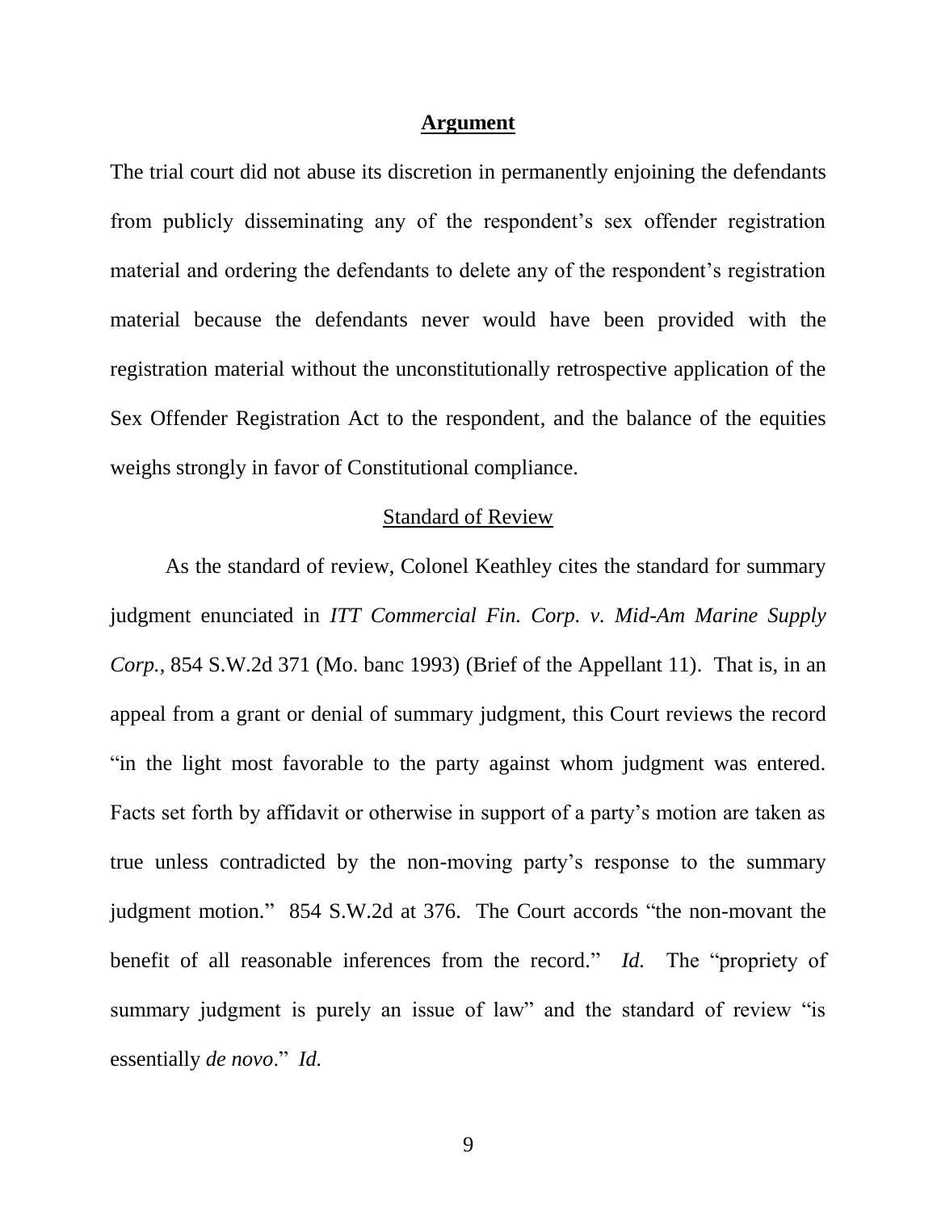## **Argument**

The trial court did not abuse its discretion in permanently enjoining the defendants from publicly disseminating any of the respondent's sex offender registration material and ordering the defendants to delete any of the respondent's registration material because the defendants never would have been provided with the registration material without the unconstitutionally retrospective application of the Sex Offender Registration Act to the respondent, and the balance of the equities weighs strongly in favor of Constitutional compliance.

### Standard of Review

As the standard of review, Colonel Keathley cites the standard for summary judgment enunciated in *ITT Commercial Fin. Corp. v. Mid-Am Marine Supply Corp.*, 854 S.W.2d 371 (Mo. banc 1993) (Brief of the Appellant 11). That is, in an appeal from a grant or denial of summary judgment, this Court reviews the record "in the light most favorable to the party against whom judgment was entered. Facts set forth by affidavit or otherwise in support of a party's motion are taken as true unless contradicted by the non-moving party's response to the summary judgment motion." 854 S.W.2d at 376. The Court accords "the non-movant the benefit of all reasonable inferences from the record." *Id.* The "propriety of summary judgment is purely an issue of law" and the standard of review "is essentially *de novo*." *Id.*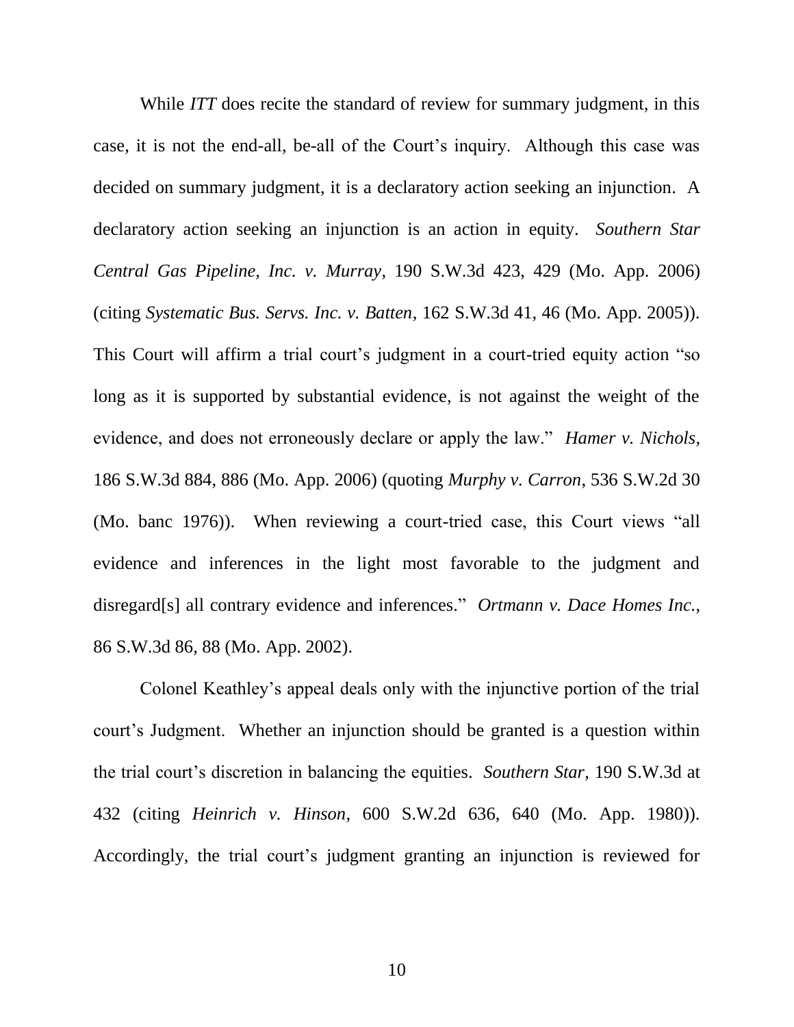While *ITT* does recite the standard of review for summary judgment, in this case, it is not the end-all, be-all of the Court's inquiry. Although this case was decided on summary judgment, it is a declaratory action seeking an injunction. A declaratory action seeking an injunction is an action in equity. *Southern Star Central Gas Pipeline, Inc. v. Murray*, 190 S.W.3d 423, 429 (Mo. App. 2006) (citing *Systematic Bus. Servs. Inc. v. Batten*, 162 S.W.3d 41, 46 (Mo. App. 2005)). This Court will affirm a trial court's judgment in a court-tried equity action "so long as it is supported by substantial evidence, is not against the weight of the evidence, and does not erroneously declare or apply the law." *Hamer v. Nichols*, 186 S.W.3d 884, 886 (Mo. App. 2006) (quoting *Murphy v. Carron*, 536 S.W.2d 30 (Mo. banc 1976)). When reviewing a court-tried case, this Court views "all evidence and inferences in the light most favorable to the judgment and disregard[s] all contrary evidence and inferences." *Ortmann v. Dace Homes Inc.*, 86 S.W.3d 86, 88 (Mo. App. 2002).

Colonel Keathley's appeal deals only with the injunctive portion of the trial court's Judgment. Whether an injunction should be granted is a question within the trial court's discretion in balancing the equities. *Southern Star*, 190 S.W.3d at 432 (citing *Heinrich v. Hinson*, 600 S.W.2d 636, 640 (Mo. App. 1980)). Accordingly, the trial court's judgment granting an injunction is reviewed for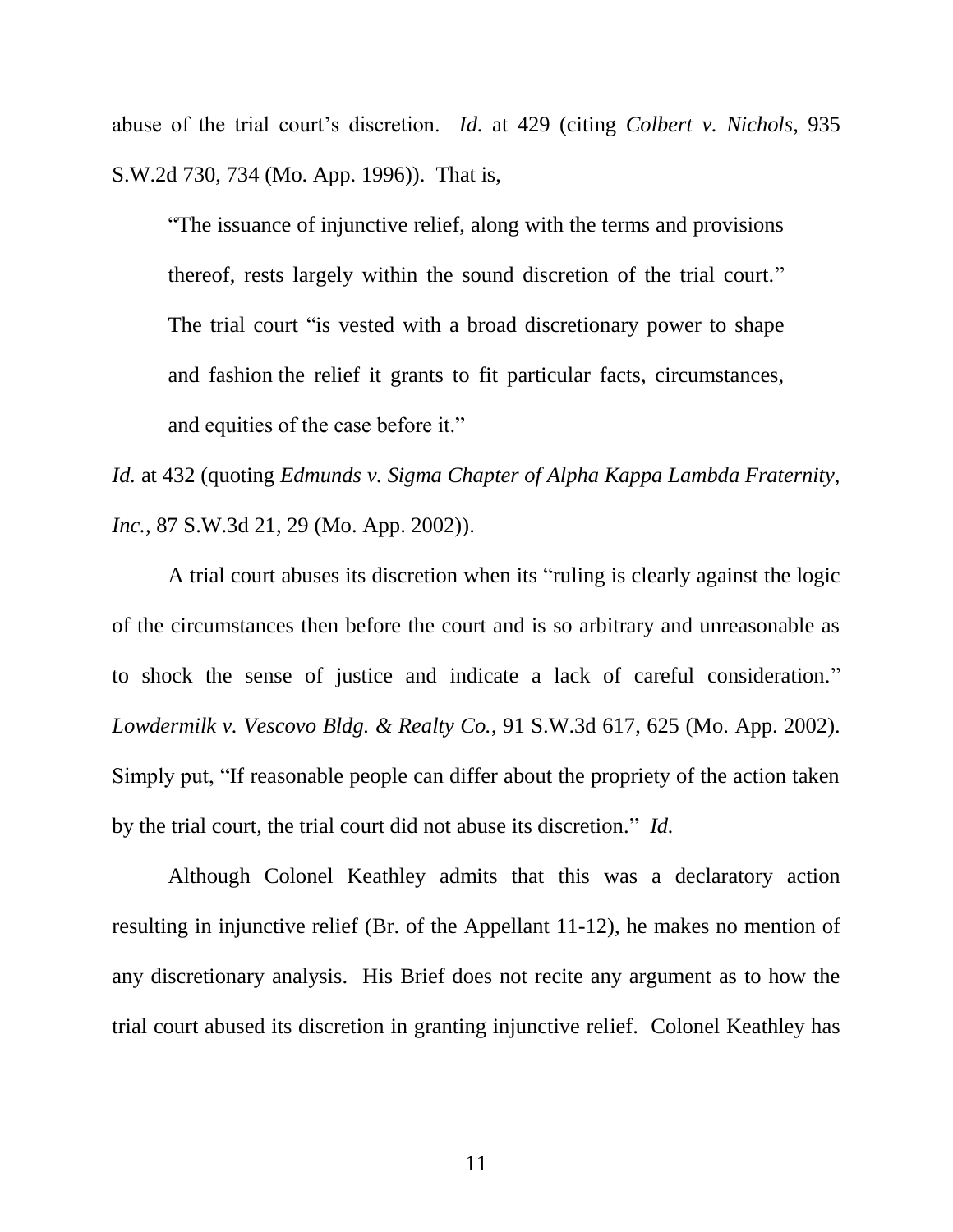abuse of the trial court's discretion. *Id.* at 429 (citing *Colbert v. Nichols*, 935 S.W.2d 730, 734 (Mo. App. 1996)). That is,

> "The issuance of injunctive relief, along with the terms and provisions thereof, rests largely within the sound discretion of the trial court." The trial court "is vested with a broad discretionary power to shape and fashion the relief it grants to fit particular facts, circumstances, and equities of the case before it."

*Id.* at 432 (quoting *Edmunds v. Sigma Chapter of Alpha Kappa Lambda Fraternity, Inc.*, 87 S.W.3d 21, 29 (Mo. App. 2002)).

A trial court abuses its discretion when its "ruling is clearly against the logic of the circumstances then before the court and is so arbitrary and unreasonable as to shock the sense of justice and indicate a lack of careful consideration." *Lowdermilk v. Vescovo Bldg. & Realty Co.*, 91 S.W.3d 617, 625 (Mo. App. 2002). Simply put, "If reasonable people can differ about the propriety of the action taken by the trial court, the trial court did not abuse its discretion." *Id.*

Although Colonel Keathley admits that this was a declaratory action resulting in injunctive relief (Br. of the Appellant 11-12), he makes no mention of any discretionary analysis. His Brief does not recite any argument as to how the trial court abused its discretion in granting injunctive relief. Colonel Keathley has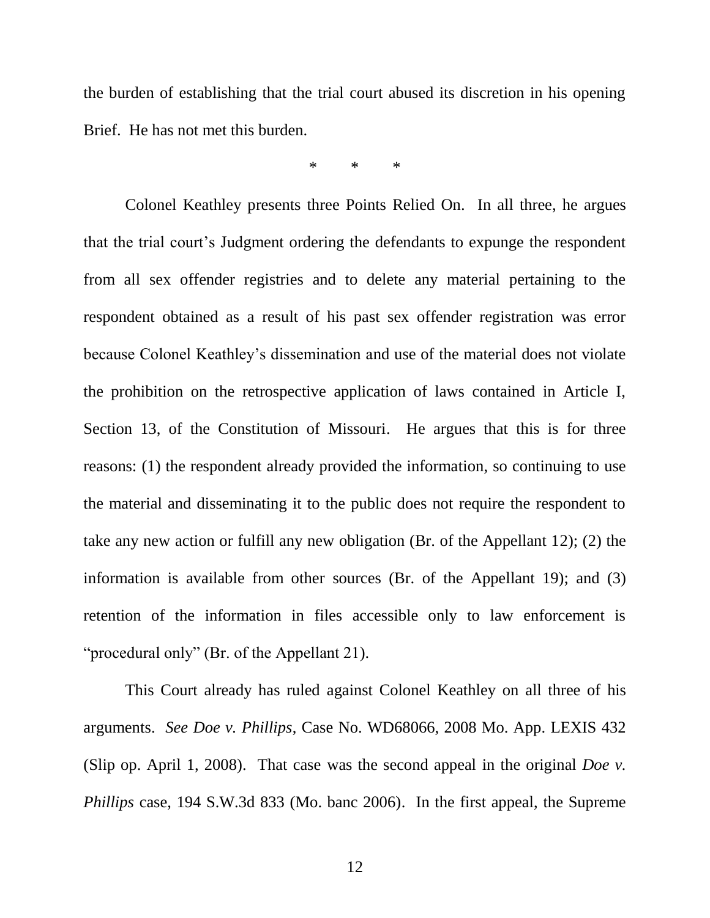the burden of establishing that the trial court abused its discretion in his opening Brief. He has not met this burden.

\* \* \*

Colonel Keathley presents three Points Relied On. In all three, he argues that the trial court's Judgment ordering the defendants to expunge the respondent from all sex offender registries and to delete any material pertaining to the respondent obtained as a result of his past sex offender registration was error because Colonel Keathley's dissemination and use of the material does not violate the prohibition on the retrospective application of laws contained in Article I, Section 13, of the Constitution of Missouri. He argues that this is for three reasons: (1) the respondent already provided the information, so continuing to use the material and disseminating it to the public does not require the respondent to take any new action or fulfill any new obligation (Br. of the Appellant 12); (2) the information is available from other sources (Br. of the Appellant 19); and (3) retention of the information in files accessible only to law enforcement is "procedural only" (Br. of the Appellant 21).

This Court already has ruled against Colonel Keathley on all three of his arguments. *See Doe v. Phillips*, Case No. WD68066, 2008 Mo. App. LEXIS 432 (Slip op. April 1, 2008). That case was the second appeal in the original *Doe v. Phillips* case, 194 S.W.3d 833 (Mo. banc 2006). In the first appeal, the Supreme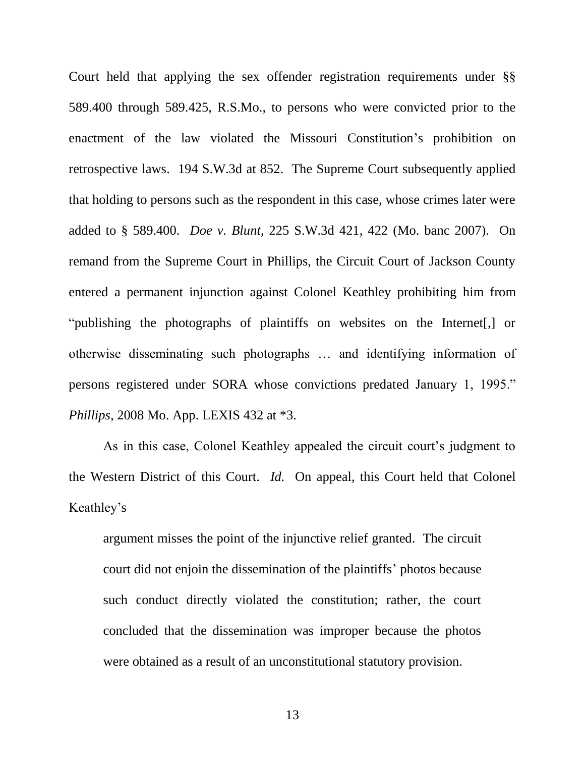Court held that applying the sex offender registration requirements under §§ 589.400 through 589.425, R.S.Mo., to persons who were convicted prior to the enactment of the law violated the Missouri Constitution's prohibition on retrospective laws. 194 S.W.3d at 852. The Supreme Court subsequently applied that holding to persons such as the respondent in this case, whose crimes later were added to § 589.400. *Doe v. Blunt*, 225 S.W.3d 421, 422 (Mo. banc 2007). On remand from the Supreme Court in Phillips, the Circuit Court of Jackson County entered a permanent injunction against Colonel Keathley prohibiting him from "publishing the photographs of plaintiffs on websites on the Internet[,] or otherwise disseminating such photographs … and identifying information of persons registered under SORA whose convictions predated January 1, 1995." *Phillips*, 2008 Mo. App. LEXIS 432 at *3.

As in this case, Colonel Keathley appealed the circuit court's judgment to the Western District of this Court. *Id.* On appeal, this Court held that Colonel Keathley's

> argument misses the point of the injunctive relief granted. The circuit court did not enjoin the dissemination of the plaintiffs' photos because such conduct directly violated the constitution; rather, the court concluded that the dissemination was improper because the photos were obtained as a result of an unconstitutional statutory provision.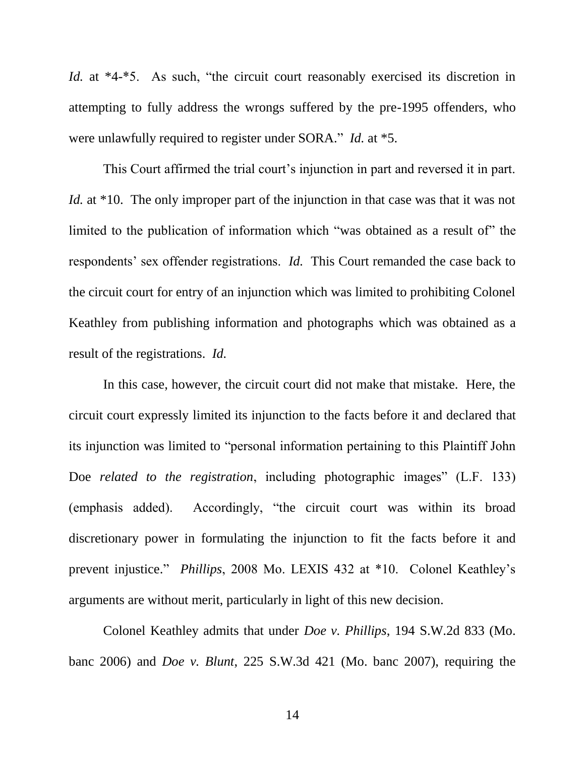*Id.* at *4-*5. As such, "the circuit court reasonably exercised its discretion in attempting to fully address the wrongs suffered by the pre-1995 offenders, who were unlawfully required to register under SORA." *Id.* at *5.

This Court affirmed the trial court's injunction in part and reversed it in part. *Id.* at *10. The only improper part of the injunction in that case was that it was not limited to the publication of information which "was obtained as a result of" the respondents' sex offender registrations. *Id.* This Court remanded the case back to the circuit court for entry of an injunction which was limited to prohibiting Colonel Keathley from publishing information and photographs which was obtained as a result of the registrations. *Id.*

In this case, however, the circuit court did not make that mistake. Here, the circuit court expressly limited its injunction to the facts before it and declared that its injunction was limited to "personal information pertaining to this Plaintiff John Doe *related to the registration*, including photographic images" (L.F. 133) (emphasis added). Accordingly, "the circuit court was within its broad discretionary power in formulating the injunction to fit the facts before it and prevent injustice." *Phillips*, 2008 Mo. LEXIS 432 at *10. Colonel Keathley's arguments are without merit, particularly in light of this new decision.

Colonel Keathley admits that under *Doe v. Phillips*, 194 S.W.2d 833 (Mo. banc 2006) and *Doe v. Blunt*, 225 S.W.3d 421 (Mo. banc 2007), requiring the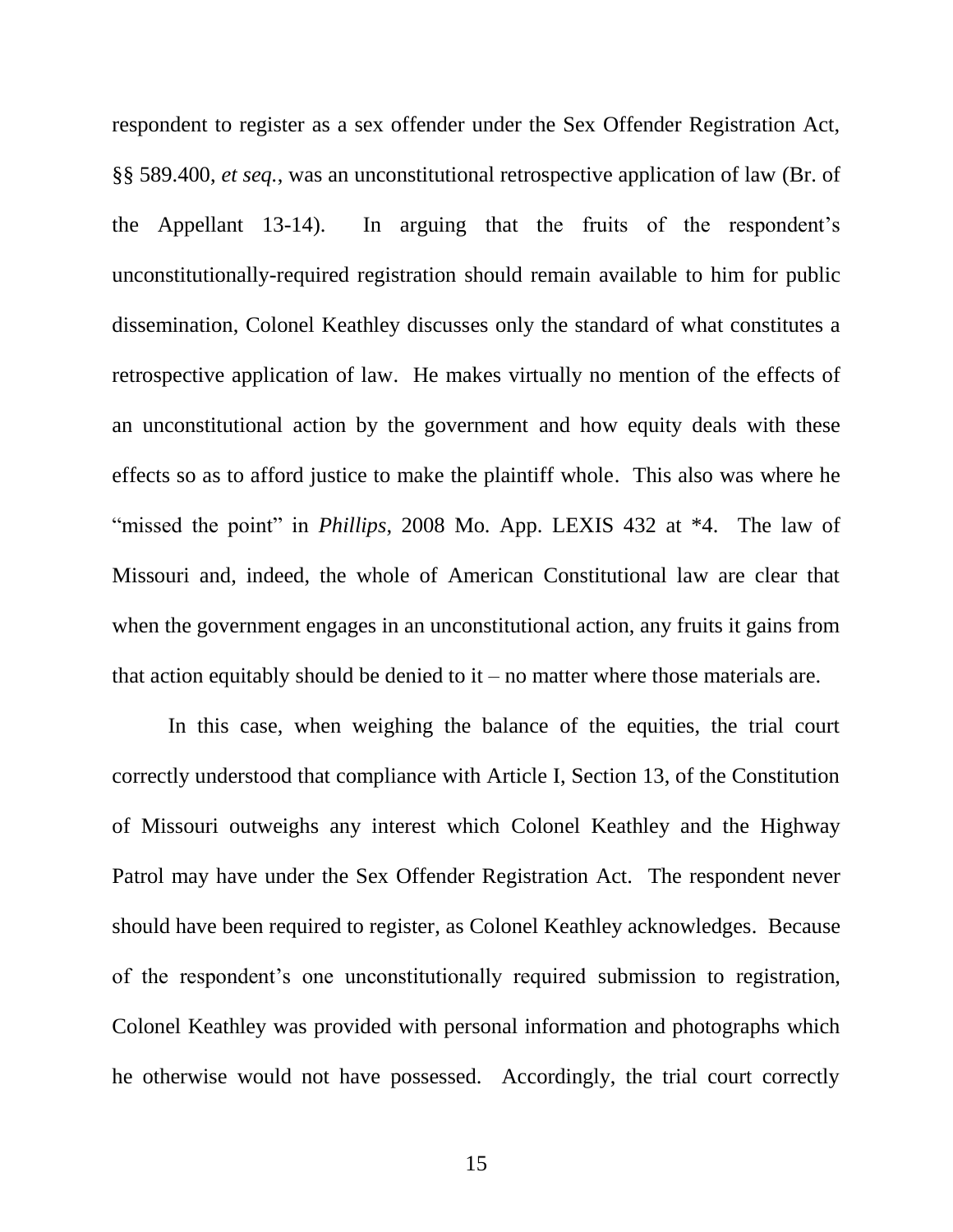respondent to register as a sex offender under the Sex Offender Registration Act, §§ 589.400, *et seq.*, was an unconstitutional retrospective application of law (Br. of the Appellant 13-14). In arguing that the fruits of the respondent's unconstitutionally-required registration should remain available to him for public dissemination, Colonel Keathley discusses only the standard of what constitutes a retrospective application of law. He makes virtually no mention of the effects of an unconstitutional action by the government and how equity deals with these effects so as to afford justice to make the plaintiff whole. This also was where he "missed the point" in *Phillips*, 2008 Mo. App. LEXIS 432 at *4. The law of Missouri and, indeed, the whole of American Constitutional law are clear that when the government engages in an unconstitutional action, any fruits it gains from that action equitably should be denied to it – no matter where those materials are.

In this case, when weighing the balance of the equities, the trial court correctly understood that compliance with Article I, Section 13, of the Constitution of Missouri outweighs any interest which Colonel Keathley and the Highway Patrol may have under the Sex Offender Registration Act. The respondent never should have been required to register, as Colonel Keathley acknowledges. Because of the respondent's one unconstitutionally required submission to registration, Colonel Keathley was provided with personal information and photographs which he otherwise would not have possessed. Accordingly, the trial court correctly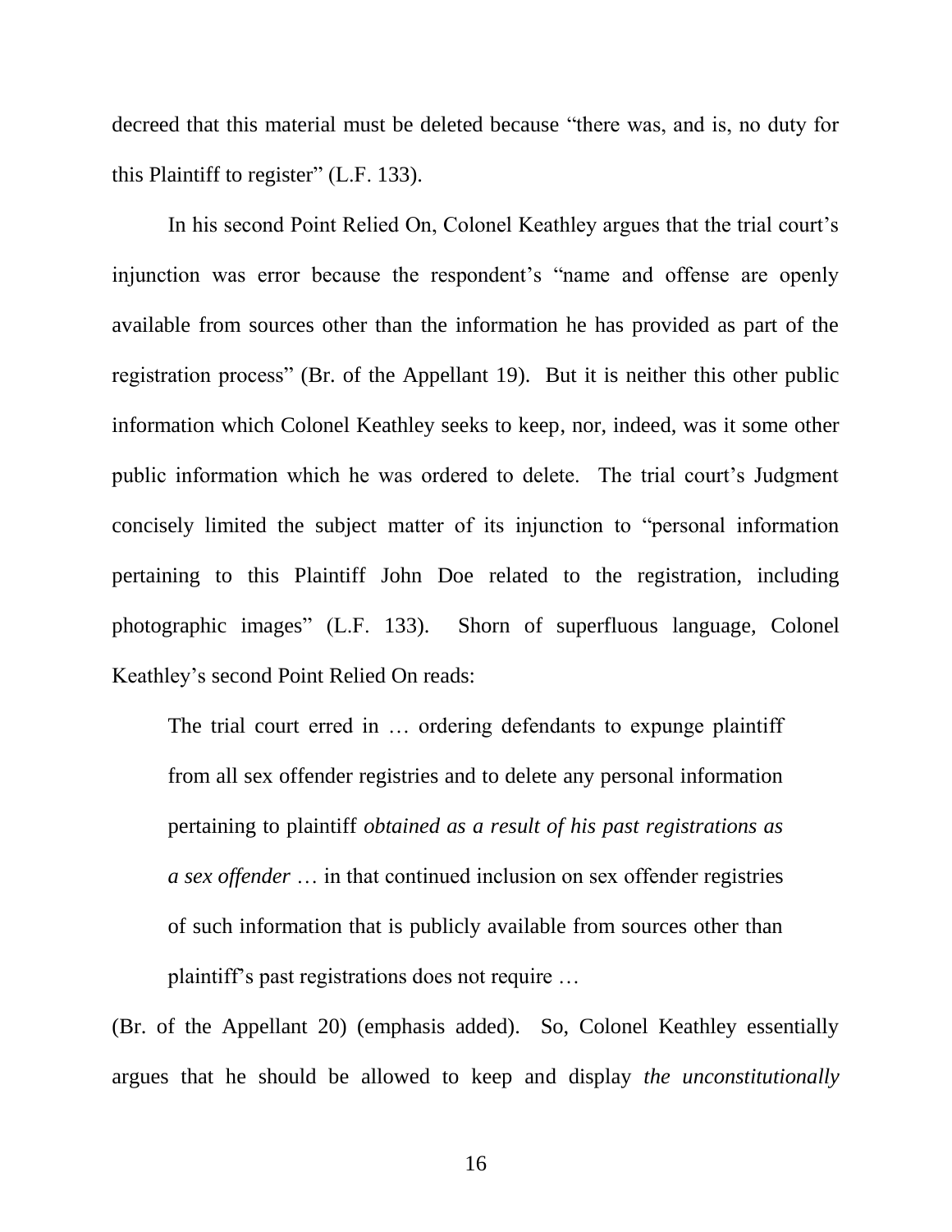decreed that this material must be deleted because "there was, and is, no duty for this Plaintiff to register" (L.F. 133).

In his second Point Relied On, Colonel Keathley argues that the trial court's injunction was error because the respondent's "name and offense are openly available from sources other than the information he has provided as part of the registration process" (Br. of the Appellant 19). But it is neither this other public information which Colonel Keathley seeks to keep, nor, indeed, was it some other public information which he was ordered to delete. The trial court's Judgment concisely limited the subject matter of its injunction to "personal information pertaining to this Plaintiff John Doe related to the registration, including photographic images" (L.F. 133). Shorn of superfluous language, Colonel Keathley's second Point Relied On reads:

> The trial court erred in … ordering defendants to expunge plaintiff from all sex offender registries and to delete any personal information pertaining to plaintiff *obtained as a result of his past registrations as a sex offender* … in that continued inclusion on sex offender registries of such information that is publicly available from sources other than plaintiff's past registrations does not require …

(Br. of the Appellant 20) (emphasis added). So, Colonel Keathley essentially argues that he should be allowed to keep and display *the unconstitutionally*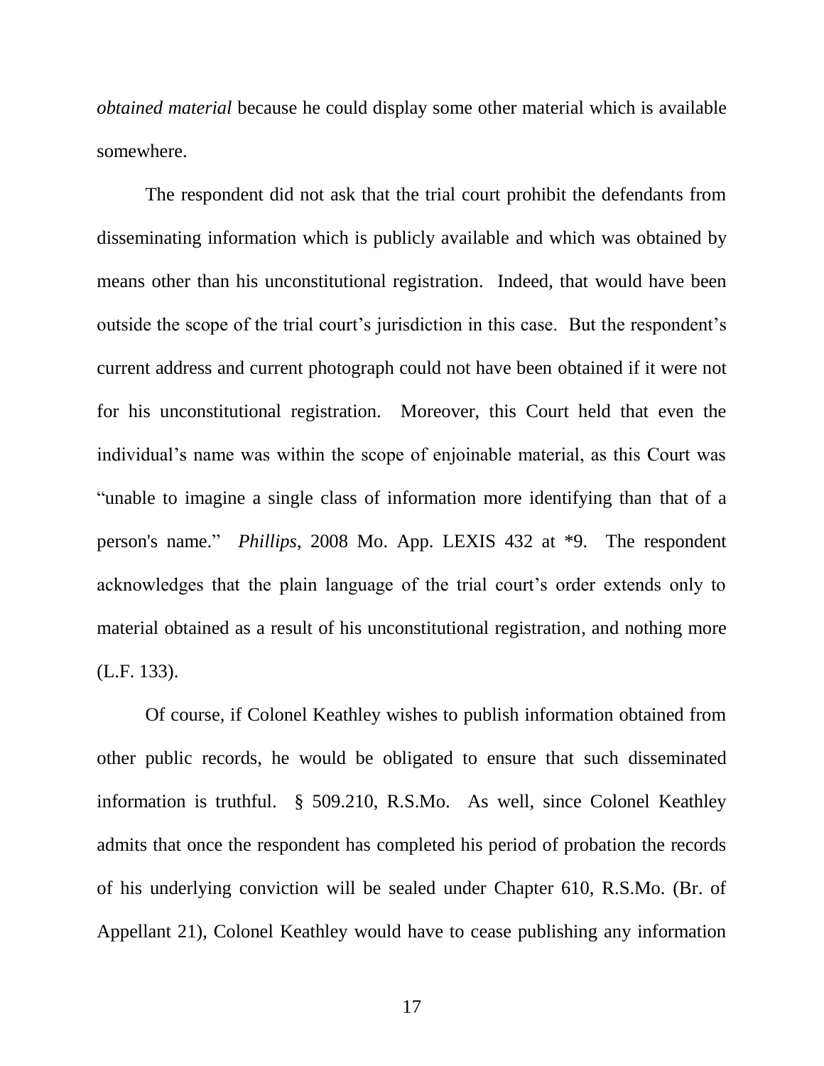*obtained material* because he could display some other material which is available somewhere.

The respondent did not ask that the trial court prohibit the defendants from disseminating information which is publicly available and which was obtained by means other than his unconstitutional registration. Indeed, that would have been outside the scope of the trial court's jurisdiction in this case. But the respondent's current address and current photograph could not have been obtained if it were not for his unconstitutional registration. Moreover, this Court held that even the individual's name was within the scope of enjoinable material, as this Court was "unable to imagine a single class of information more identifying than that of a person's name." *Phillips*, 2008 Mo. App. LEXIS 432 at *9. The respondent acknowledges that the plain language of the trial court's order extends only to material obtained as a result of his unconstitutional registration, and nothing more (L.F. 133).

Of course, if Colonel Keathley wishes to publish information obtained from other public records, he would be obligated to ensure that such disseminated information is truthful. § 509.210, R.S.Mo. As well, since Colonel Keathley admits that once the respondent has completed his period of probation the records of his underlying conviction will be sealed under Chapter 610, R.S.Mo. (Br. of Appellant 21), Colonel Keathley would have to cease publishing any information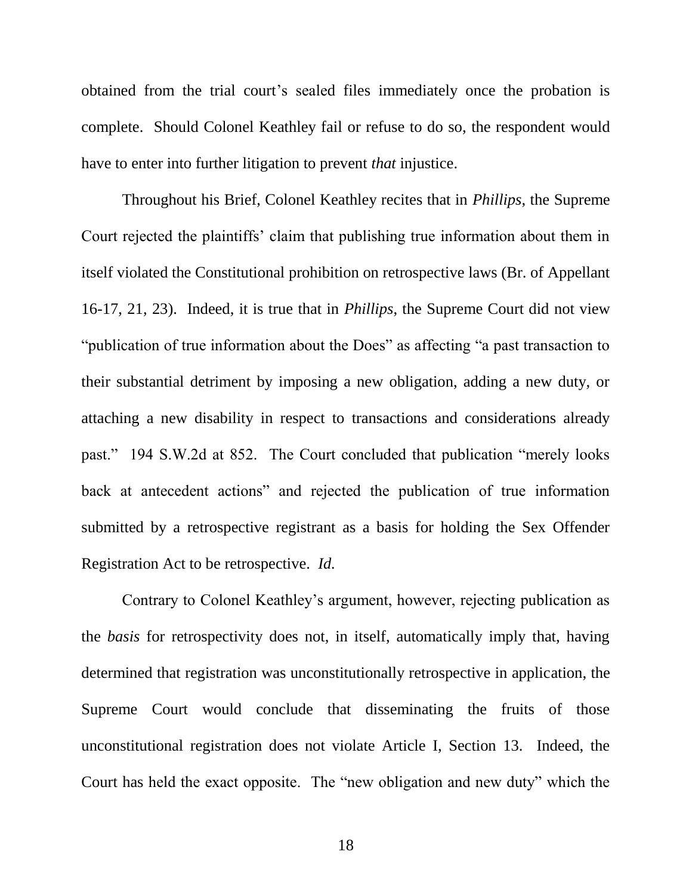obtained from the trial court's sealed files immediately once the probation is complete. Should Colonel Keathley fail or refuse to do so, the respondent would have to enter into further litigation to prevent *that* injustice.

Throughout his Brief, Colonel Keathley recites that in *Phillips*, the Supreme Court rejected the plaintiffs' claim that publishing true information about them in itself violated the Constitutional prohibition on retrospective laws (Br. of Appellant 16-17, 21, 23). Indeed, it is true that in *Phillips*, the Supreme Court did not view "publication of true information about the Does" as affecting "a past transaction to their substantial detriment by imposing a new obligation, adding a new duty, or attaching a new disability in respect to transactions and considerations already past." 194 S.W.2d at 852. The Court concluded that publication "merely looks back at antecedent actions" and rejected the publication of true information submitted by a retrospective registrant as a basis for holding the Sex Offender Registration Act to be retrospective. *Id.*

Contrary to Colonel Keathley's argument, however, rejecting publication as the *basis* for retrospectivity does not, in itself, automatically imply that, having determined that registration was unconstitutionally retrospective in application, the Supreme Court would conclude that disseminating the fruits of those unconstitutional registration does not violate Article I, Section 13. Indeed, the Court has held the exact opposite. The "new obligation and new duty" which the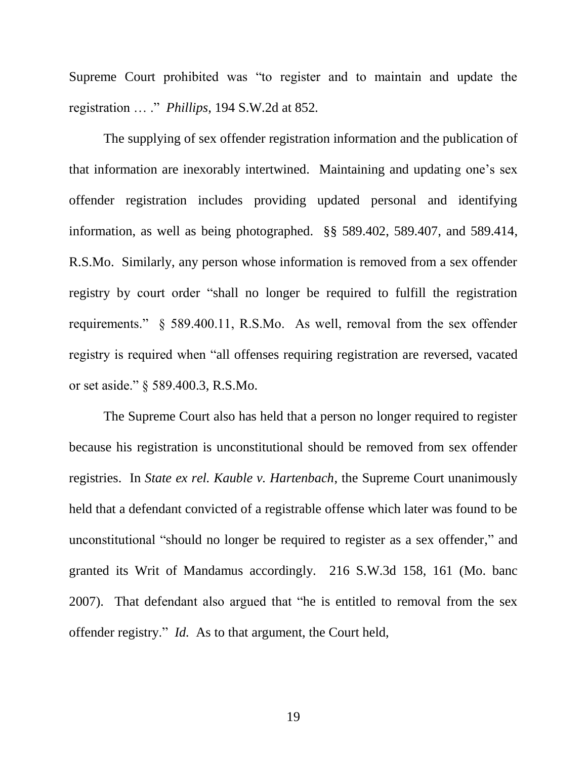Supreme Court prohibited was "to register and to maintain and update the registration … ." *Phillips*, 194 S.W.2d at 852.

The supplying of sex offender registration information and the publication of that information are inexorably intertwined. Maintaining and updating one's sex offender registration includes providing updated personal and identifying information, as well as being photographed. §§ 589.402, 589.407, and 589.414, R.S.Mo. Similarly, any person whose information is removed from a sex offender registry by court order "shall no longer be required to fulfill the registration requirements." § 589.400.11, R.S.Mo. As well, removal from the sex offender registry is required when "all offenses requiring registration are reversed, vacated or set aside." § 589.400.3, R.S.Mo.

The Supreme Court also has held that a person no longer required to register because his registration is unconstitutional should be removed from sex offender registries. In *State ex rel. Kauble v. Hartenbach*, the Supreme Court unanimously held that a defendant convicted of a registrable offense which later was found to be unconstitutional "should no longer be required to register as a sex offender," and granted its Writ of Mandamus accordingly. 216 S.W.3d 158, 161 (Mo. banc 2007). That defendant also argued that "he is entitled to removal from the sex offender registry." *Id.* As to that argument, the Court held,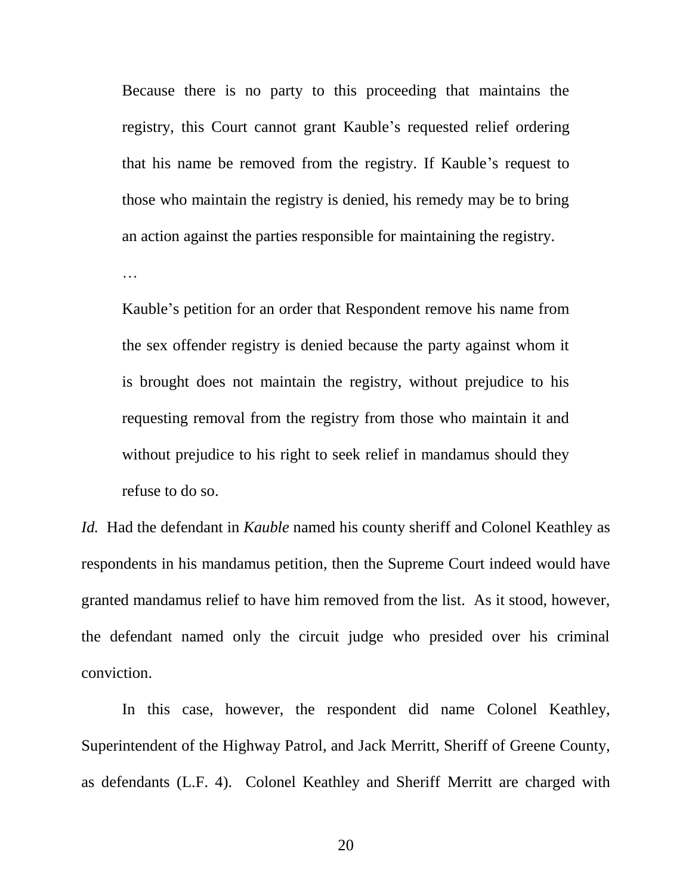> Because there is no party to this proceeding that maintains the registry, this Court cannot grant Kauble's requested relief ordering that his name be removed from the registry. If Kauble's request to those who maintain the registry is denied, his remedy may be to bring an action against the parties responsible for maintaining the registry.
>
> …
>
> Kauble's petition for an order that Respondent remove his name from the sex offender registry is denied because the party against whom it is brought does not maintain the registry, without prejudice to his requesting removal from the registry from those who maintain it and without prejudice to his right to seek relief in mandamus should they refuse to do so.

*Id.* Had the defendant in *Kauble* named his county sheriff and Colonel Keathley as respondents in his mandamus petition, then the Supreme Court indeed would have granted mandamus relief to have him removed from the list. As it stood, however, the defendant named only the circuit judge who presided over his criminal conviction.

In this case, however, the respondent did name Colonel Keathley, Superintendent of the Highway Patrol, and Jack Merritt, Sheriff of Greene County, as defendants (L.F. 4). Colonel Keathley and Sheriff Merritt are charged with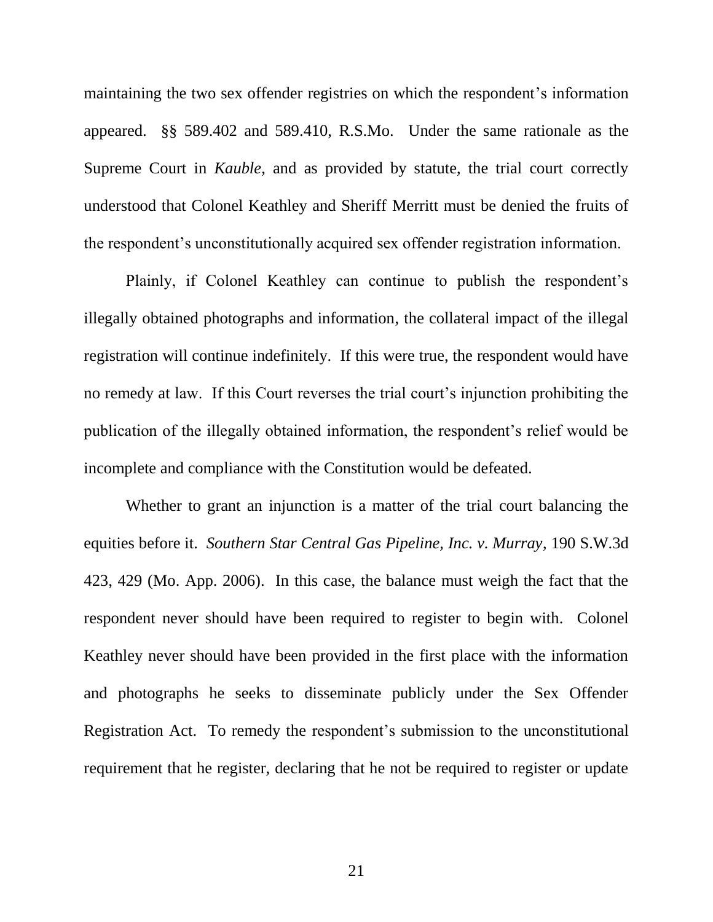maintaining the two sex offender registries on which the respondent's information appeared. §§ 589.402 and 589.410, R.S.Mo. Under the same rationale as the Supreme Court in *Kauble*, and as provided by statute, the trial court correctly understood that Colonel Keathley and Sheriff Merritt must be denied the fruits of the respondent's unconstitutionally acquired sex offender registration information.

Plainly, if Colonel Keathley can continue to publish the respondent's illegally obtained photographs and information, the collateral impact of the illegal registration will continue indefinitely. If this were true, the respondent would have no remedy at law. If this Court reverses the trial court's injunction prohibiting the publication of the illegally obtained information, the respondent's relief would be incomplete and compliance with the Constitution would be defeated.

Whether to grant an injunction is a matter of the trial court balancing the equities before it. *Southern Star Central Gas Pipeline, Inc. v. Murray*, 190 S.W.3d 423, 429 (Mo. App. 2006). In this case, the balance must weigh the fact that the respondent never should have been required to register to begin with. Colonel Keathley never should have been provided in the first place with the information and photographs he seeks to disseminate publicly under the Sex Offender Registration Act. To remedy the respondent's submission to the unconstitutional requirement that he register, declaring that he not be required to register or update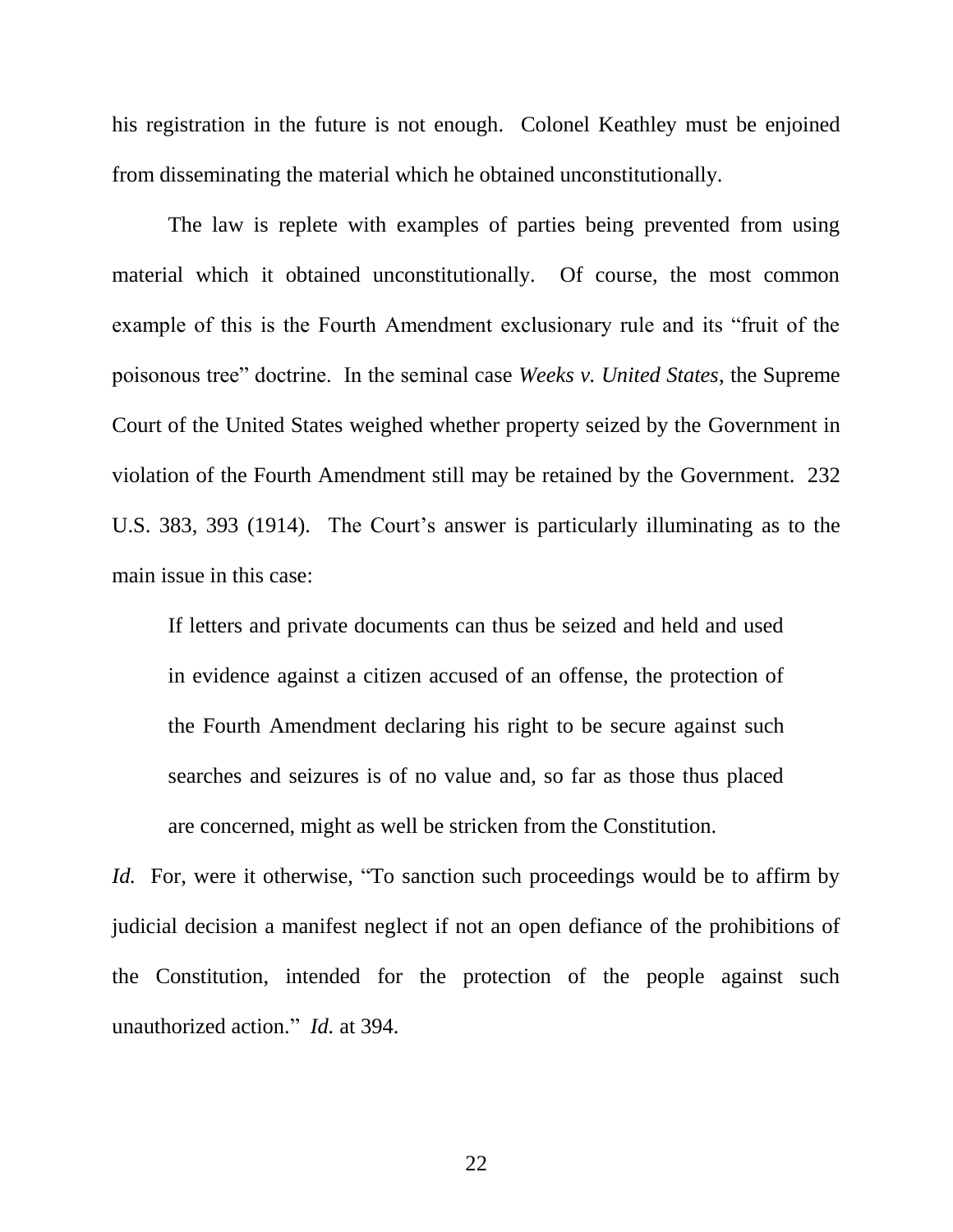his registration in the future is not enough. Colonel Keathley must be enjoined from disseminating the material which he obtained unconstitutionally.

The law is replete with examples of parties being prevented from using material which it obtained unconstitutionally. Of course, the most common example of this is the Fourth Amendment exclusionary rule and its "fruit of the poisonous tree" doctrine. In the seminal case *Weeks v. United States*, the Supreme Court of the United States weighed whether property seized by the Government in violation of the Fourth Amendment still may be retained by the Government. 232 U.S. 383, 393 (1914). The Court's answer is particularly illuminating as to the main issue in this case:

> If letters and private documents can thus be seized and held and used in evidence against a citizen accused of an offense, the protection of the Fourth Amendment declaring his right to be secure against such searches and seizures is of no value and, so far as those thus placed are concerned, might as well be stricken from the Constitution.

*Id.* For, were it otherwise, "To sanction such proceedings would be to affirm by judicial decision a manifest neglect if not an open defiance of the prohibitions of the Constitution, intended for the protection of the people against such unauthorized action." *Id.* at 394.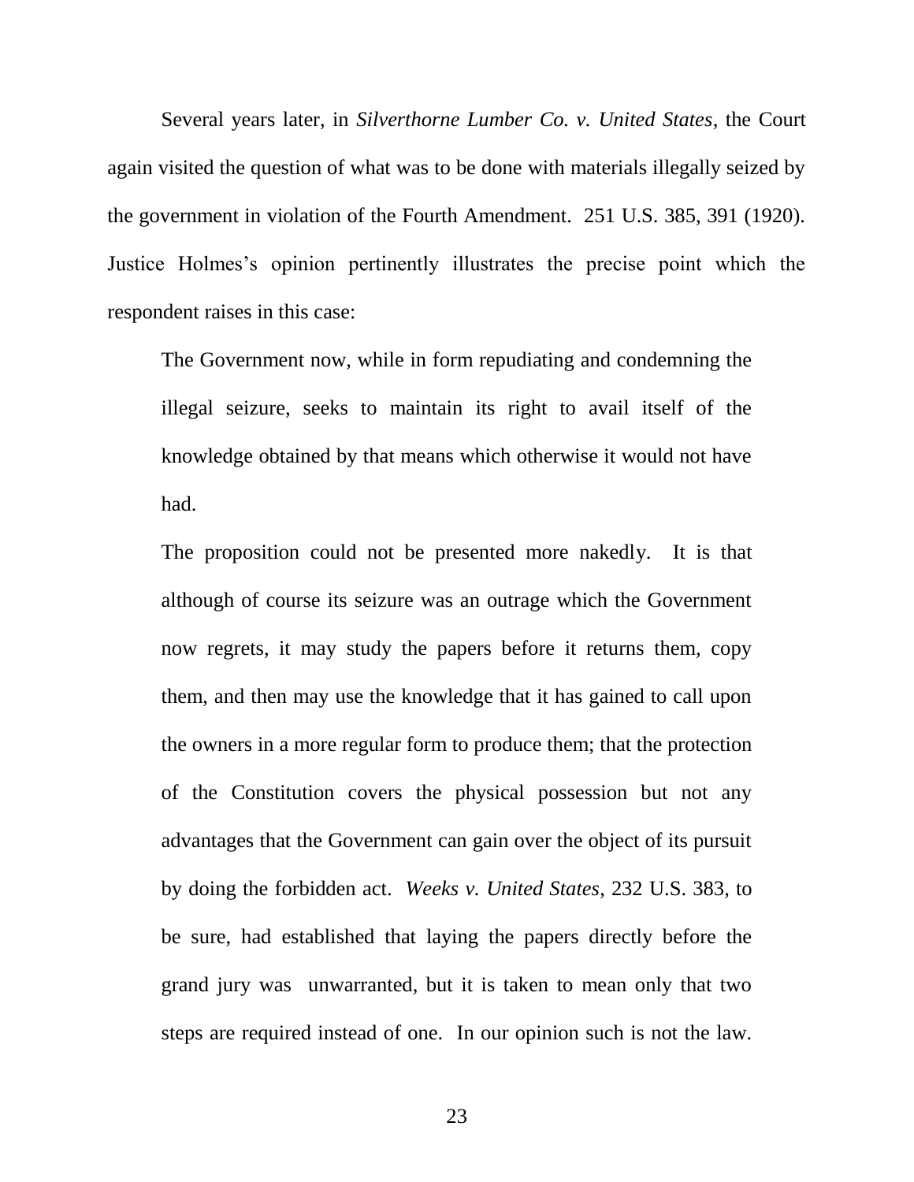Several years later, in *Silverthorne Lumber Co. v. United States*, the Court again visited the question of what was to be done with materials illegally seized by the government in violation of the Fourth Amendment. 251 U.S. 385, 391 (1920). Justice Holmes's opinion pertinently illustrates the precise point which the respondent raises in this case:

> The Government now, while in form repudiating and condemning the illegal seizure, seeks to maintain its right to avail itself of the knowledge obtained by that means which otherwise it would not have had.
>
> The proposition could not be presented more nakedly. It is that although of course its seizure was an outrage which the Government now regrets, it may study the papers before it returns them, copy them, and then may use the knowledge that it has gained to call upon the owners in a more regular form to produce them; that the protection of the Constitution covers the physical possession but not any advantages that the Government can gain over the object of its pursuit by doing the forbidden act. *Weeks v. United States*, 232 U.S. 383, to be sure, had established that laying the papers directly before the grand jury was unwarranted, but it is taken to mean only that two steps are required instead of one. In our opinion such is not the law.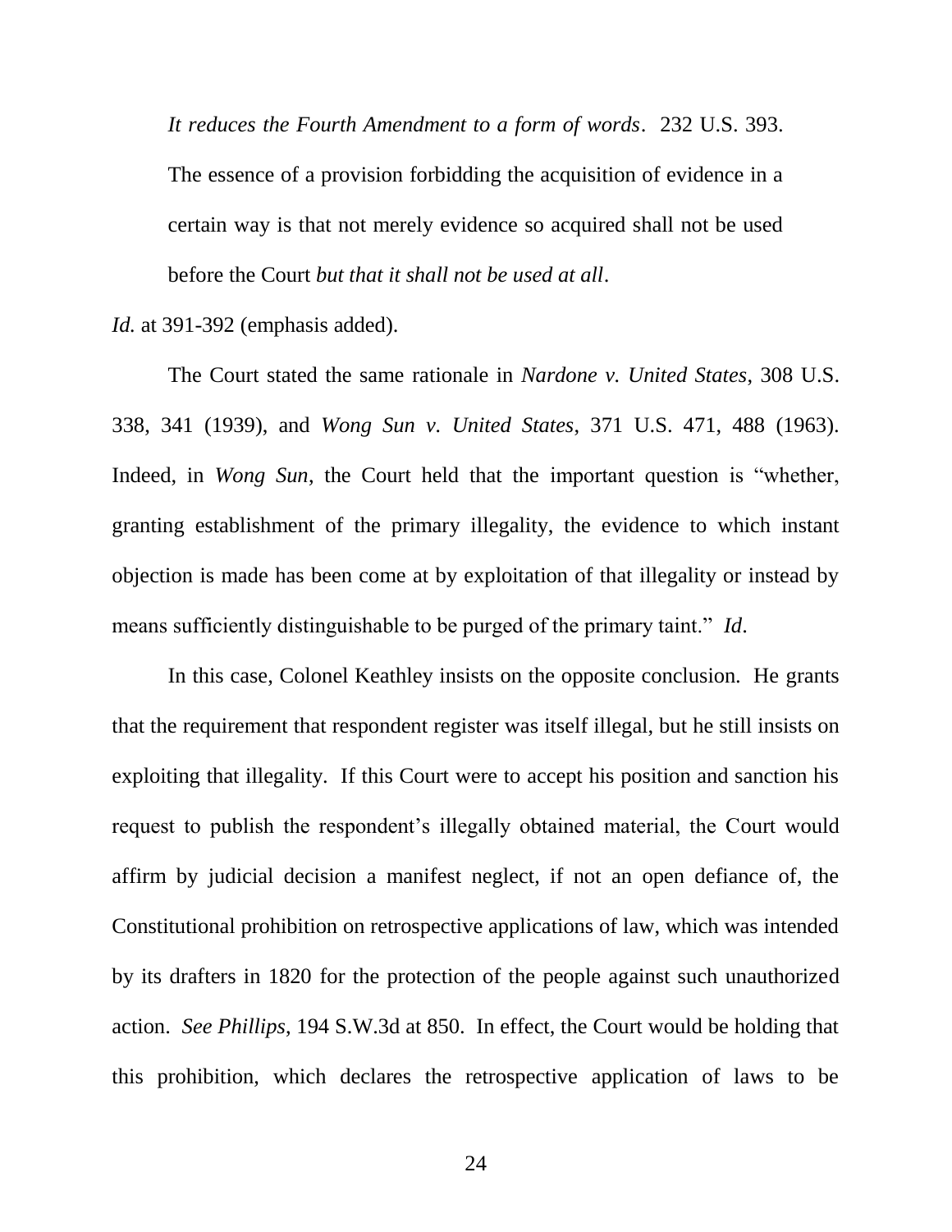> *It reduces the Fourth Amendment to a form of words*. 232 U.S. 393. The essence of a provision forbidding the acquisition of evidence in a certain way is that not merely evidence so acquired shall not be used before the Court *but that it shall not be used at all*.

*Id.* at 391-392 (emphasis added).

The Court stated the same rationale in *Nardone v. United States*, 308 U.S. 338, 341 (1939), and *Wong Sun v. United States*, 371 U.S. 471, 488 (1963). Indeed, in *Wong Sun*, the Court held that the important question is "whether, granting establishment of the primary illegality, the evidence to which instant objection is made has been come at by exploitation of that illegality or instead by means sufficiently distinguishable to be purged of the primary taint." *Id*.

In this case, Colonel Keathley insists on the opposite conclusion. He grants that the requirement that respondent register was itself illegal, but he still insists on exploiting that illegality. If this Court were to accept his position and sanction his request to publish the respondent's illegally obtained material, the Court would affirm by judicial decision a manifest neglect, if not an open defiance of, the Constitutional prohibition on retrospective applications of law, which was intended by its drafters in 1820 for the protection of the people against such unauthorized action. *See Phillips*, 194 S.W.3d at 850. In effect, the Court would be holding that this prohibition, which declares the retrospective application of laws to be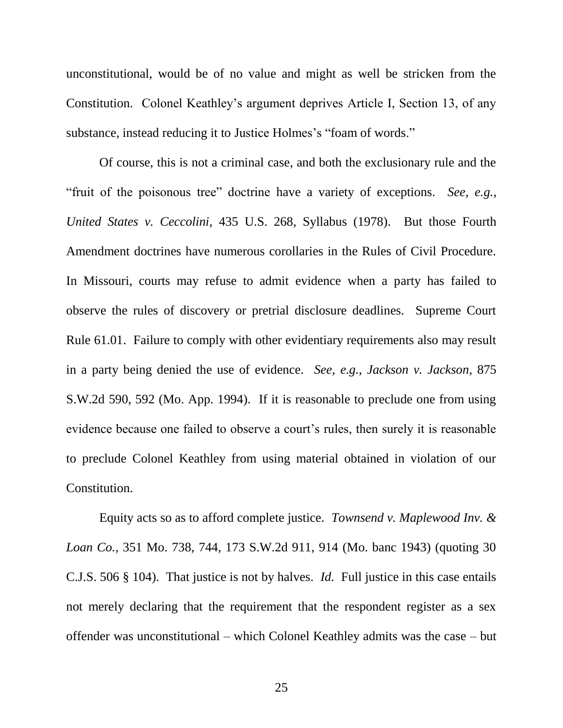unconstitutional, would be of no value and might as well be stricken from the Constitution. Colonel Keathley's argument deprives Article I, Section 13, of any substance, instead reducing it to Justice Holmes's "foam of words."

Of course, this is not a criminal case, and both the exclusionary rule and the "fruit of the poisonous tree" doctrine have a variety of exceptions. *See, e.g.*, *United States v. Ceccolini*, 435 U.S. 268, Syllabus (1978). But those Fourth Amendment doctrines have numerous corollaries in the Rules of Civil Procedure. In Missouri, courts may refuse to admit evidence when a party has failed to observe the rules of discovery or pretrial disclosure deadlines. Supreme Court Rule 61.01. Failure to comply with other evidentiary requirements also may result in a party being denied the use of evidence. *See, e.g.*, *Jackson v. Jackson*, 875 S.W.2d 590, 592 (Mo. App. 1994). If it is reasonable to preclude one from using evidence because one failed to observe a court's rules, then surely it is reasonable to preclude Colonel Keathley from using material obtained in violation of our Constitution.

Equity acts so as to afford complete justice. *Townsend v. Maplewood Inv. & Loan Co.*, 351 Mo. 738, 744, 173 S.W.2d 911, 914 (Mo. banc 1943) (quoting 30 C.J.S. 506 § 104). That justice is not by halves. *Id.* Full justice in this case entails not merely declaring that the requirement that the respondent register as a sex offender was unconstitutional – which Colonel Keathley admits was the case – but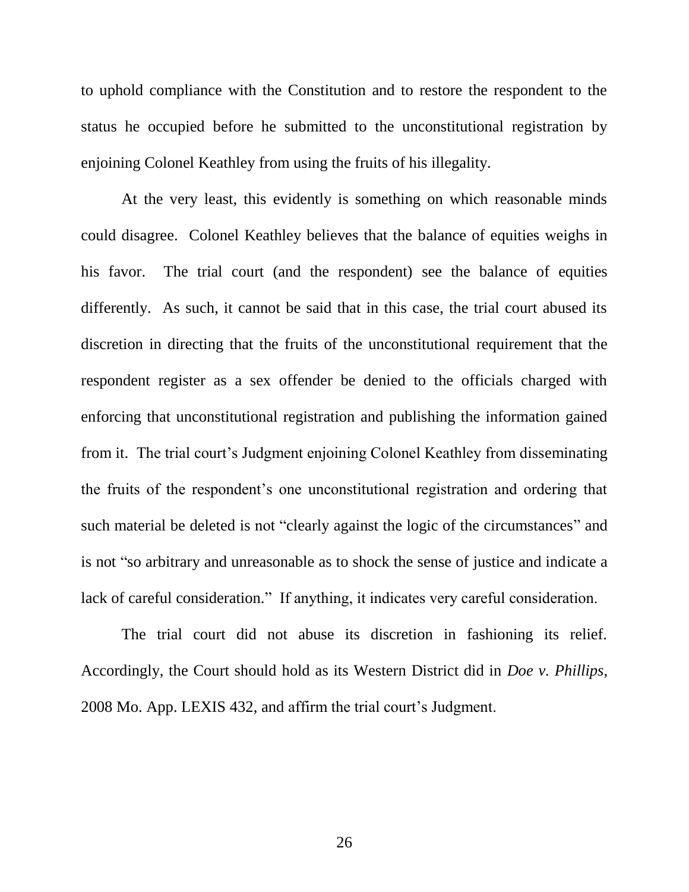to uphold compliance with the Constitution and to restore the respondent to the status he occupied before he submitted to the unconstitutional registration by enjoining Colonel Keathley from using the fruits of his illegality.

At the very least, this evidently is something on which reasonable minds could disagree. Colonel Keathley believes that the balance of equities weighs in his favor. The trial court (and the respondent) see the balance of equities differently. As such, it cannot be said that in this case, the trial court abused its discretion in directing that the fruits of the unconstitutional requirement that the respondent register as a sex offender be denied to the officials charged with enforcing that unconstitutional registration and publishing the information gained from it. The trial court's Judgment enjoining Colonel Keathley from disseminating the fruits of the respondent's one unconstitutional registration and ordering that such material be deleted is not "clearly against the logic of the circumstances" and is not "so arbitrary and unreasonable as to shock the sense of justice and indicate a lack of careful consideration." If anything, it indicates very careful consideration.

The trial court did not abuse its discretion in fashioning its relief. Accordingly, the Court should hold as its Western District did in *Doe v. Phillips*, 2008 Mo. App. LEXIS 432, and affirm the trial court's Judgment.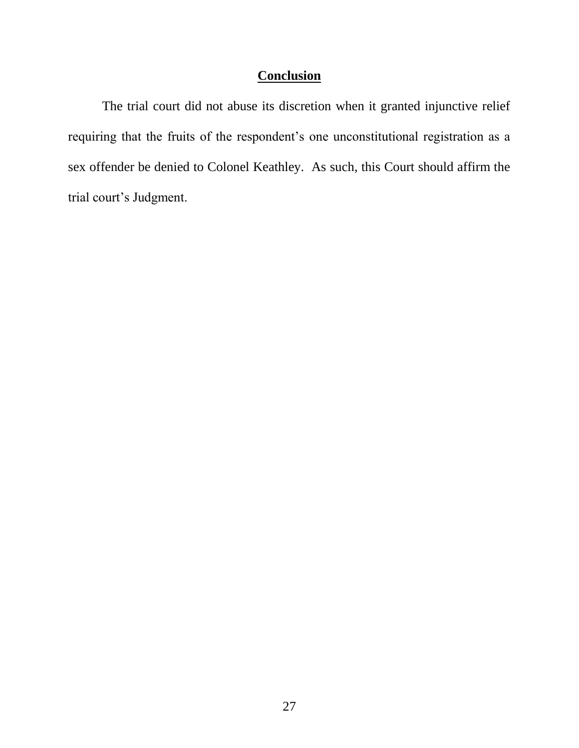## **Conclusion**

The trial court did not abuse its discretion when it granted injunctive relief requiring that the fruits of the respondent's one unconstitutional registration as a sex offender be denied to Colonel Keathley. As such, this Court should affirm the trial court's Judgment.